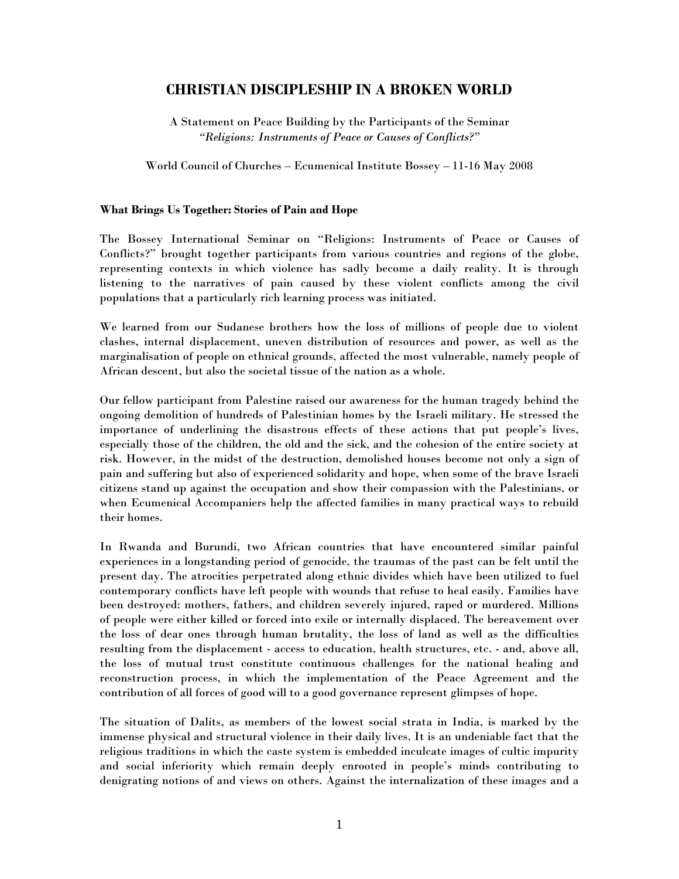# CHRISTIAN DISCIPLESHIP IN A BROKEN WORLD

A Statement on Peace Building by the Participants of the Seminar
*"Religions: Instruments of Peace or Causes of Conflicts?"*

World Council of Churches – Ecumenical Institute Bossey – 11-16 May 2008

**What Brings Us Together: Stories of Pain and Hope**

The Bossey International Seminar on "Religions: Instruments of Peace or Causes of Conflicts?" brought together participants from various countries and regions of the globe, representing contexts in which violence has sadly become a daily reality. It is through listening to the narratives of pain caused by these violent conflicts among the civil populations that a particularly rich learning process was initiated.

We learned from our Sudanese brothers how the loss of millions of people due to violent clashes, internal displacement, uneven distribution of resources and power, as well as the marginalisation of people on ethnical grounds, affected the most vulnerable, namely people of African descent, but also the societal tissue of the nation as a whole.

Our fellow participant from Palestine raised our awareness for the human tragedy behind the ongoing demolition of hundreds of Palestinian homes by the Israeli military. He stressed the importance of underlining the disastrous effects of these actions that put people's lives, especially those of the children, the old and the sick, and the cohesion of the entire society at risk. However, in the midst of the destruction, demolished houses become not only a sign of pain and suffering but also of experienced solidarity and hope, when some of the brave Israeli citizens stand up against the occupation and show their compassion with the Palestinians, or when Ecumenical Accompaniers help the affected families in many practical ways to rebuild their homes.

In Rwanda and Burundi, two African countries that have encountered similar painful experiences in a longstanding period of genocide, the traumas of the past can be felt until the present day. The atrocities perpetrated along ethnic divides which have been utilized to fuel contemporary conflicts have left people with wounds that refuse to heal easily. Families have been destroyed: mothers, fathers, and children severely injured, raped or murdered. Millions of people were either killed or forced into exile or internally displaced. The bereavement over the loss of dear ones through human brutality, the loss of land as well as the difficulties resulting from the displacement - access to education, health structures, etc. - and, above all, the loss of mutual trust constitute continuous challenges for the national healing and reconstruction process, in which the implementation of the Peace Agreement and the contribution of all forces of good will to a good governance represent glimpses of hope.

The situation of Dalits, as members of the lowest social strata in India, is marked by the immense physical and structural violence in their daily lives. It is an undeniable fact that the religious traditions in which the caste system is embedded inculcate images of cultic impurity and social inferiority which remain deeply enrooted in people's minds contributing to denigrating notions of and views on others. Against the internalization of these images and a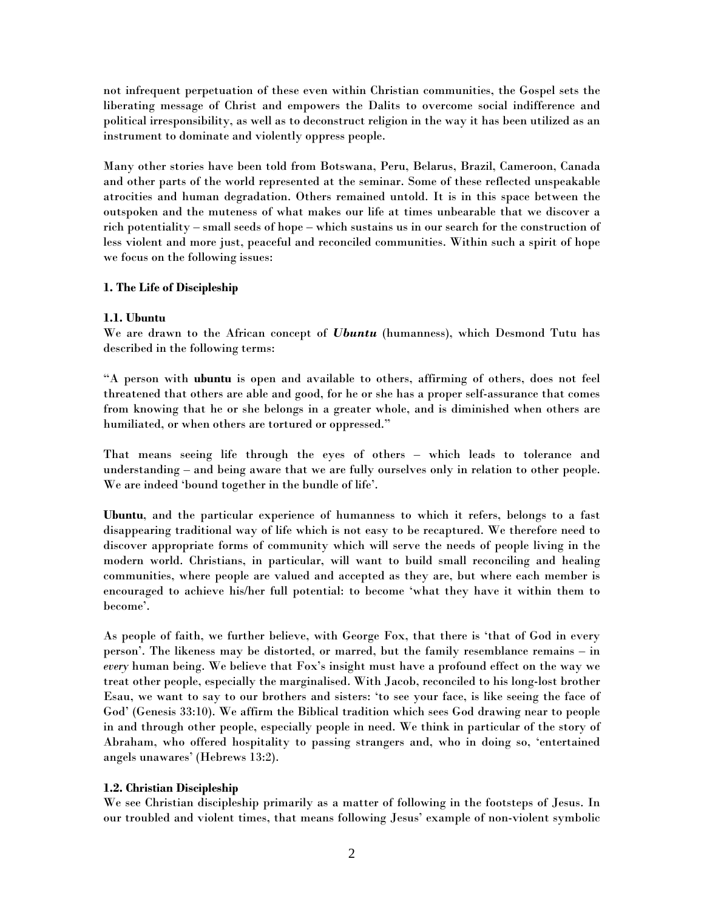not infrequent perpetuation of these even within Christian communities, the Gospel sets the liberating message of Christ and empowers the Dalits to overcome social indifference and political irresponsibility, as well as to deconstruct religion in the way it has been utilized as an instrument to dominate and violently oppress people.

Many other stories have been told from Botswana, Peru, Belarus, Brazil, Cameroon, Canada and other parts of the world represented at the seminar. Some of these reflected unspeakable atrocities and human degradation. Others remained untold. It is in this space between the outspoken and the muteness of what makes our life at times unbearable that we discover a rich potentiality – small seeds of hope – which sustains us in our search for the construction of less violent and more just, peaceful and reconciled communities. Within such a spirit of hope we focus on the following issues:

## 1. The Life of Discipleship

### 1.1. Ubuntu

We are drawn to the African concept of ***Ubuntu*** (humanness), which Desmond Tutu has described in the following terms:

"A person with **ubuntu** is open and available to others, affirming of others, does not feel threatened that others are able and good, for he or she has a proper self-assurance that comes from knowing that he or she belongs in a greater whole, and is diminished when others are humiliated, or when others are tortured or oppressed."

That means seeing life through the eyes of others – which leads to tolerance and understanding – and being aware that we are fully ourselves only in relation to other people. We are indeed 'bound together in the bundle of life'.

**Ubuntu**, and the particular experience of humanness to which it refers, belongs to a fast disappearing traditional way of life which is not easy to be recaptured. We therefore need to discover appropriate forms of community which will serve the needs of people living in the modern world. Christians, in particular, will want to build small reconciling and healing communities, where people are valued and accepted as they are, but where each member is encouraged to achieve his/her full potential: to become 'what they have it within them to become'.

As people of faith, we further believe, with George Fox, that there is 'that of God in every person'. The likeness may be distorted, or marred, but the family resemblance remains – in *every* human being. We believe that Fox's insight must have a profound effect on the way we treat other people, especially the marginalised. With Jacob, reconciled to his long-lost brother Esau, we want to say to our brothers and sisters: 'to see your face, is like seeing the face of God' (Genesis 33:10). We affirm the Biblical tradition which sees God drawing near to people in and through other people, especially people in need. We think in particular of the story of Abraham, who offered hospitality to passing strangers and, who in doing so, 'entertained angels unawares' (Hebrews 13:2).

### 1.2. Christian Discipleship

We see Christian discipleship primarily as a matter of following in the footsteps of Jesus. In our troubled and violent times, that means following Jesus' example of non-violent symbolic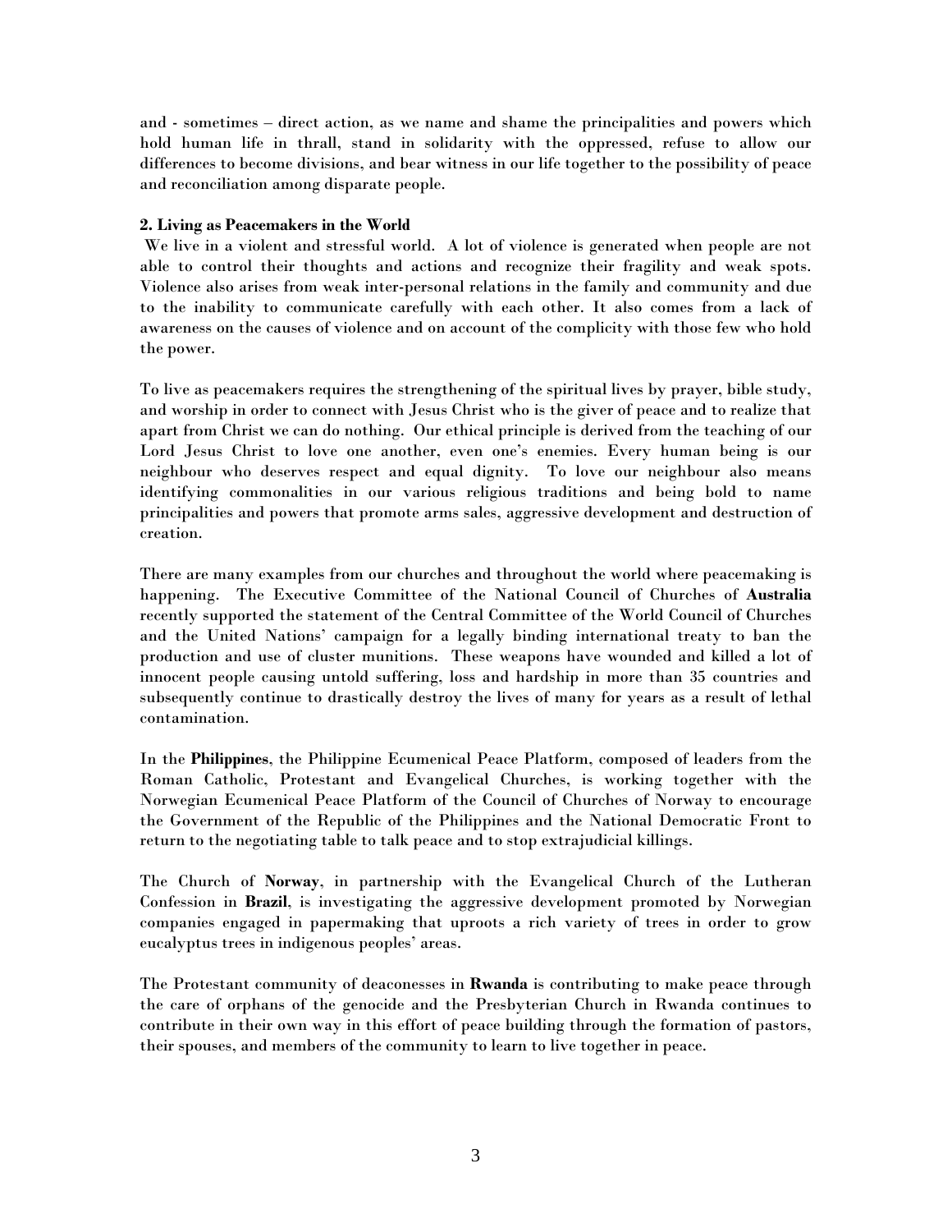and - sometimes – direct action, as we name and shame the principalities and powers which hold human life in thrall, stand in solidarity with the oppressed, refuse to allow our differences to become divisions, and bear witness in our life together to the possibility of peace and reconciliation among disparate people.

**2. Living as Peacemakers in the World**

We live in a violent and stressful world. A lot of violence is generated when people are not able to control their thoughts and actions and recognize their fragility and weak spots. Violence also arises from weak inter-personal relations in the family and community and due to the inability to communicate carefully with each other. It also comes from a lack of awareness on the causes of violence and on account of the complicity with those few who hold the power.

To live as peacemakers requires the strengthening of the spiritual lives by prayer, bible study, and worship in order to connect with Jesus Christ who is the giver of peace and to realize that apart from Christ we can do nothing. Our ethical principle is derived from the teaching of our Lord Jesus Christ to love one another, even one's enemies. Every human being is our neighbour who deserves respect and equal dignity. To love our neighbour also means identifying commonalities in our various religious traditions and being bold to name principalities and powers that promote arms sales, aggressive development and destruction of creation.

There are many examples from our churches and throughout the world where peacemaking is happening. The Executive Committee of the National Council of Churches of **Australia** recently supported the statement of the Central Committee of the World Council of Churches and the United Nations' campaign for a legally binding international treaty to ban the production and use of cluster munitions. These weapons have wounded and killed a lot of innocent people causing untold suffering, loss and hardship in more than 35 countries and subsequently continue to drastically destroy the lives of many for years as a result of lethal contamination.

In the **Philippines**, the Philippine Ecumenical Peace Platform, composed of leaders from the Roman Catholic, Protestant and Evangelical Churches, is working together with the Norwegian Ecumenical Peace Platform of the Council of Churches of Norway to encourage the Government of the Republic of the Philippines and the National Democratic Front to return to the negotiating table to talk peace and to stop extrajudicial killings.

The Church of **Norway**, in partnership with the Evangelical Church of the Lutheran Confession in **Brazil**, is investigating the aggressive development promoted by Norwegian companies engaged in papermaking that uproots a rich variety of trees in order to grow eucalyptus trees in indigenous peoples' areas.

The Protestant community of deaconesses in **Rwanda** is contributing to make peace through the care of orphans of the genocide and the Presbyterian Church in Rwanda continues to contribute in their own way in this effort of peace building through the formation of pastors, their spouses, and members of the community to learn to live together in peace.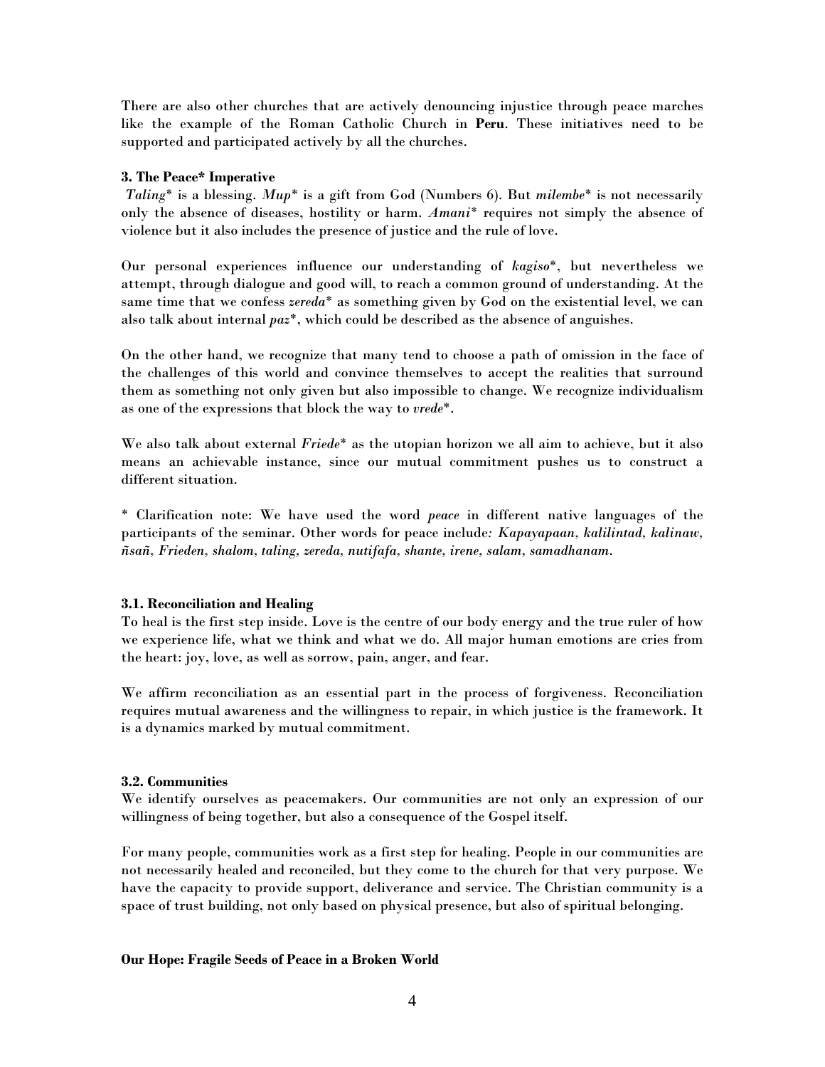There are also other churches that are actively denouncing injustice through peace marches like the example of the Roman Catholic Church in **Peru**. These initiatives need to be supported and participated actively by all the churches.

### 3. The Peace* Imperative

*Taling** is a blessing. *Mup** is a gift from God (Numbers 6). But *milembe** is not necessarily only the absence of diseases, hostility or harm. *Amani** requires not simply the absence of violence but it also includes the presence of justice and the rule of love.

Our personal experiences influence our understanding of *kagiso**, but nevertheless we attempt, through dialogue and good will, to reach a common ground of understanding. At the same time that we confess *zereda** as something given by God on the existential level, we can also talk about internal *paz**, which could be described as the absence of anguishes.

On the other hand, we recognize that many tend to choose a path of omission in the face of the challenges of this world and convince themselves to accept the realities that surround them as something not only given but also impossible to change. We recognize individualism as one of the expressions that block the way to *vrede**.

We also talk about external *Friede** as the utopian horizon we all aim to achieve, but it also means an achievable instance, since our mutual commitment pushes us to construct a different situation.

\* Clarification note: We have used the word *peace* in different native languages of the participants of the seminar. Other words for peace include*: Kapayapaan, kalilintad, kalinaw, ñsañ, Frieden, shalom, taling, zereda, nutifafa, shante, irene, salam, samadhanam.*

#### 3.1. Reconciliation and Healing

To heal is the first step inside. Love is the centre of our body energy and the true ruler of how we experience life, what we think and what we do. All major human emotions are cries from the heart: joy, love, as well as sorrow, pain, anger, and fear.

We affirm reconciliation as an essential part in the process of forgiveness. Reconciliation requires mutual awareness and the willingness to repair, in which justice is the framework. It is a dynamics marked by mutual commitment.

#### 3.2. Communities

We identify ourselves as peacemakers. Our communities are not only an expression of our willingness of being together, but also a consequence of the Gospel itself.

For many people, communities work as a first step for healing. People in our communities are not necessarily healed and reconciled, but they come to the church for that very purpose. We have the capacity to provide support, deliverance and service. The Christian community is a space of trust building, not only based on physical presence, but also of spiritual belonging.

### Our Hope: Fragile Seeds of Peace in a Broken World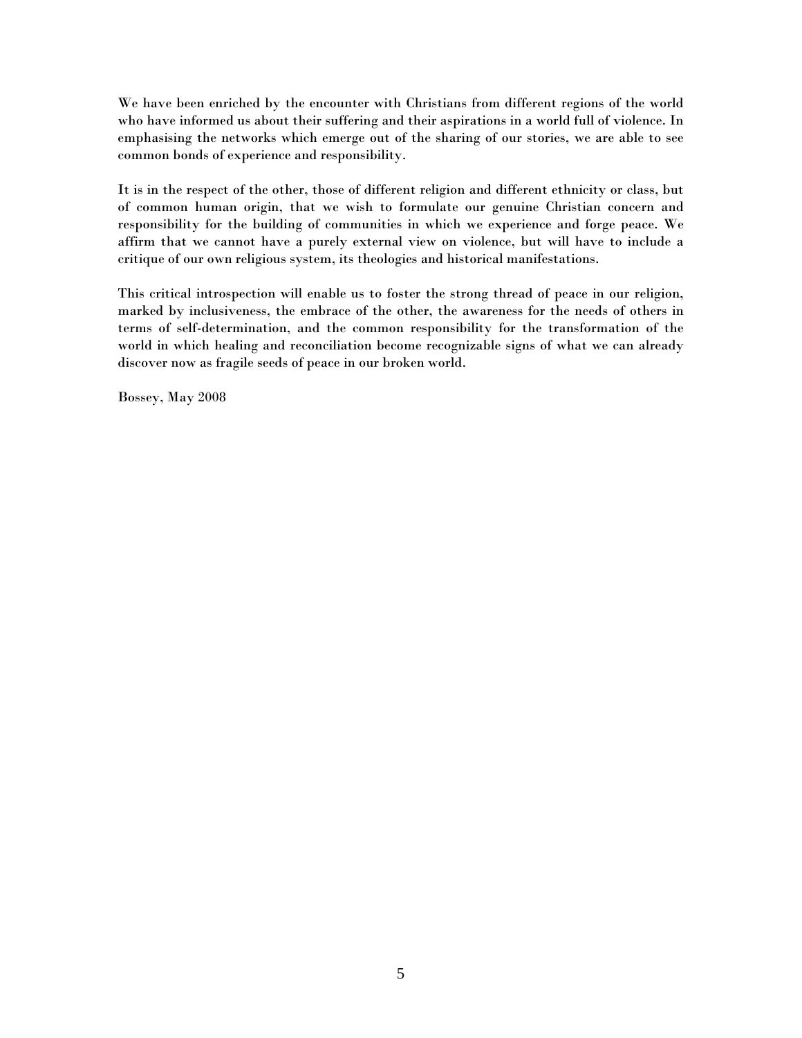We have been enriched by the encounter with Christians from different regions of the world who have informed us about their suffering and their aspirations in a world full of violence. In emphasising the networks which emerge out of the sharing of our stories, we are able to see common bonds of experience and responsibility.

It is in the respect of the other, those of different religion and different ethnicity or class, but of common human origin, that we wish to formulate our genuine Christian concern and responsibility for the building of communities in which we experience and forge peace. We affirm that we cannot have a purely external view on violence, but will have to include a critique of our own religious system, its theologies and historical manifestations.

This critical introspection will enable us to foster the strong thread of peace in our religion, marked by inclusiveness, the embrace of the other, the awareness for the needs of others in terms of self-determination, and the common responsibility for the transformation of the world in which healing and reconciliation become recognizable signs of what we can already discover now as fragile seeds of peace in our broken world.

Bossey, May 2008